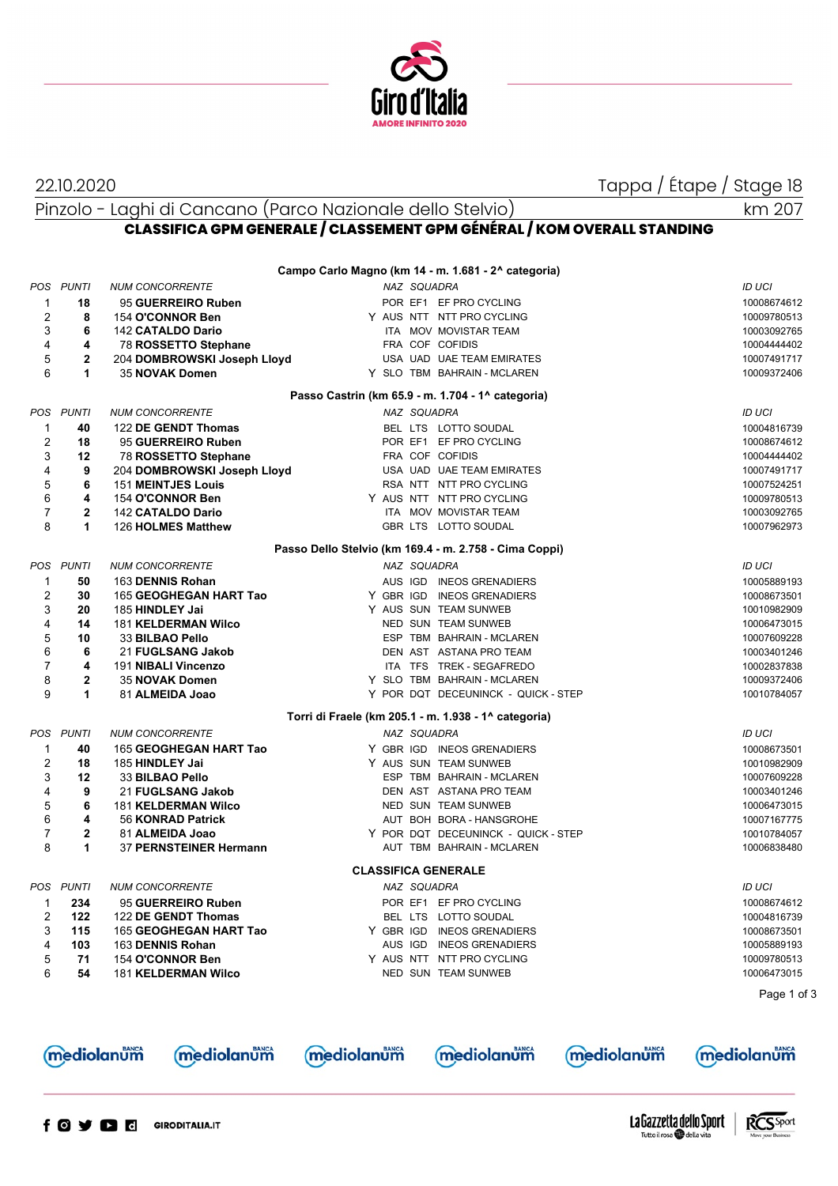22.10.2020

Tappa / Étape / Stage 18

Pinzolo - Laghi di Cancano (Parco Nazionale dello Stelvio) km 207

## CLASSIFICA GPM GENERALE / CLASSEMENT GPM GÉNÉRAL / KOM OVERALL STANDING

### Campo Carlo Magno (km 14 - m. 1.681 - 2^ categoria)

| POS | PUNTI | NUM CONCORRENTE | | NAZ | SQUADRA | | ID UCI |
|---|---|---|---|---|---|---|---|
| 1 | **18** | 95 **GUERREIRO Ruben** | | POR | EF1 | EF PRO CYCLING | 10008674612 |
| 2 | **8** | 154 **O'CONNOR Ben** | Y | AUS | NTT | NTT PRO CYCLING | 10009780513 |
| 3 | **6** | 142 **CATALDO Dario** | | ITA | MOV | MOVISTAR TEAM | 10003092765 |
| 4 | **4** | 78 **ROSSETTO Stephane** | | FRA | COF | COFIDIS | 10004444402 |
| 5 | **2** | 204 **DOMBROWSKI Joseph Lloyd** | | USA | UAD | UAE TEAM EMIRATES | 10007491717 |
| 6 | **1** | 35 **NOVAK Domen** | Y | SLO | TBM | BAHRAIN - MCLAREN | 10009372406 |

### Passo Castrin (km 65.9 - m. 1.704 - 1^ categoria)

| POS | PUNTI | NUM CONCORRENTE | | NAZ | SQUADRA | | ID UCI |
|---|---|---|---|---|---|---|---|
| 1 | **40** | 122 **DE GENDT Thomas** | | BEL | LTS | LOTTO SOUDAL | 10004816739 |
| 2 | **18** | 95 **GUERREIRO Ruben** | | POR | EF1 | EF PRO CYCLING | 10008674612 |
| 3 | **12** | 78 **ROSSETTO Stephane** | | FRA | COF | COFIDIS | 10004444402 |
| 4 | **9** | 204 **DOMBROWSKI Joseph Lloyd** | | USA | UAD | UAE TEAM EMIRATES | 10007491717 |
| 5 | **6** | 151 **MEINTJES Louis** | | RSA | NTT | NTT PRO CYCLING | 10007524251 |
| 6 | **4** | 154 **O'CONNOR Ben** | Y | AUS | NTT | NTT PRO CYCLING | 10009780513 |
| 7 | **2** | 142 **CATALDO Dario** | | ITA | MOV | MOVISTAR TEAM | 10003092765 |
| 8 | **1** | 126 **HOLMES Matthew** | | GBR | LTS | LOTTO SOUDAL | 10007962973 |

### Passo Dello Stelvio (km 169.4 - m. 2.758 - Cima Coppi)

| POS | PUNTI | NUM CONCORRENTE | | NAZ | SQUADRA | | ID UCI |
|---|---|---|---|---|---|---|---|
| 1 | **50** | 163 **DENNIS Rohan** | | AUS | IGD | INEOS GRENADIERS | 10005889193 |
| 2 | **30** | 165 **GEOGHEGAN HART Tao** | Y | GBR | IGD | INEOS GRENADIERS | 10008673501 |
| 3 | **20** | 185 **HINDLEY Jai** | Y | AUS | SUN | TEAM SUNWEB | 10010982909 |
| 4 | **14** | 181 **KELDERMAN Wilco** | | NED | SUN | TEAM SUNWEB | 10006473015 |
| 5 | **10** | 33 **BILBAO Pello** | | ESP | TBM | BAHRAIN - MCLAREN | 10007609228 |
| 6 | **6** | 21 **FUGLSANG Jakob** | | DEN | AST | ASTANA PRO TEAM | 10003401246 |
| 7 | **4** | 191 **NIBALI Vincenzo** | | ITA | TFS | TREK - SEGAFREDO | 10002837838 |
| 8 | **2** | 35 **NOVAK Domen** | Y | SLO | TBM | BAHRAIN - MCLAREN | 10009372406 |
| 9 | **1** | 81 **ALMEIDA Joao** | Y | POR | DQT | DECEUNINCK - QUICK - STEP | 10010784057 |

### Torri di Fraele (km 205.1 - m. 1.938 - 1^ categoria)

| POS | PUNTI | NUM CONCORRENTE | | NAZ | SQUADRA | | ID UCI |
|---|---|---|---|---|---|---|---|
| 1 | **40** | 165 **GEOGHEGAN HART Tao** | Y | GBR | IGD | INEOS GRENADIERS | 10008673501 |
| 2 | **18** | 185 **HINDLEY Jai** | Y | AUS | SUN | TEAM SUNWEB | 10010982909 |
| 3 | **12** | 33 **BILBAO Pello** | | ESP | TBM | BAHRAIN - MCLAREN | 10007609228 |
| 4 | **9** | 21 **FUGLSANG Jakob** | | DEN | AST | ASTANA PRO TEAM | 10003401246 |
| 5 | **6** | 181 **KELDERMAN Wilco** | | NED | SUN | TEAM SUNWEB | 10006473015 |
| 6 | **4** | 56 **KONRAD Patrick** | | AUT | BOH | BORA - HANSGROHE | 10007167775 |
| 7 | **2** | 81 **ALMEIDA Joao** | Y | POR | DQT | DECEUNINCK - QUICK - STEP | 10010784057 |
| 8 | **1** | 37 **PERNSTEINER Hermann** | | AUT | TBM | BAHRAIN - MCLAREN | 10006838480 |

### CLASSIFICA GENERALE

| POS | PUNTI | NUM CONCORRENTE | | NAZ | SQUADRA | | ID UCI |
|---|---|---|---|---|---|---|---|
| 1 | **234** | 95 **GUERREIRO Ruben** | | POR | EF1 | EF PRO CYCLING | 10008674612 |
| 2 | **122** | 122 **DE GENDT Thomas** | | BEL | LTS | LOTTO SOUDAL | 10004816739 |
| 3 | **115** | 165 **GEOGHEGAN HART Tao** | Y | GBR | IGD | INEOS GRENADIERS | 10008673501 |
| 4 | **103** | 163 **DENNIS Rohan** | | AUS | IGD | INEOS GRENADIERS | 10005889193 |
| 5 | **71** | 154 **O'CONNOR Ben** | Y | AUS | NTT | NTT PRO CYCLING | 10009780513 |
| 6 | **54** | 181 **KELDERMAN Wilco** | | NED | SUN | TEAM SUNWEB | 10006473015 |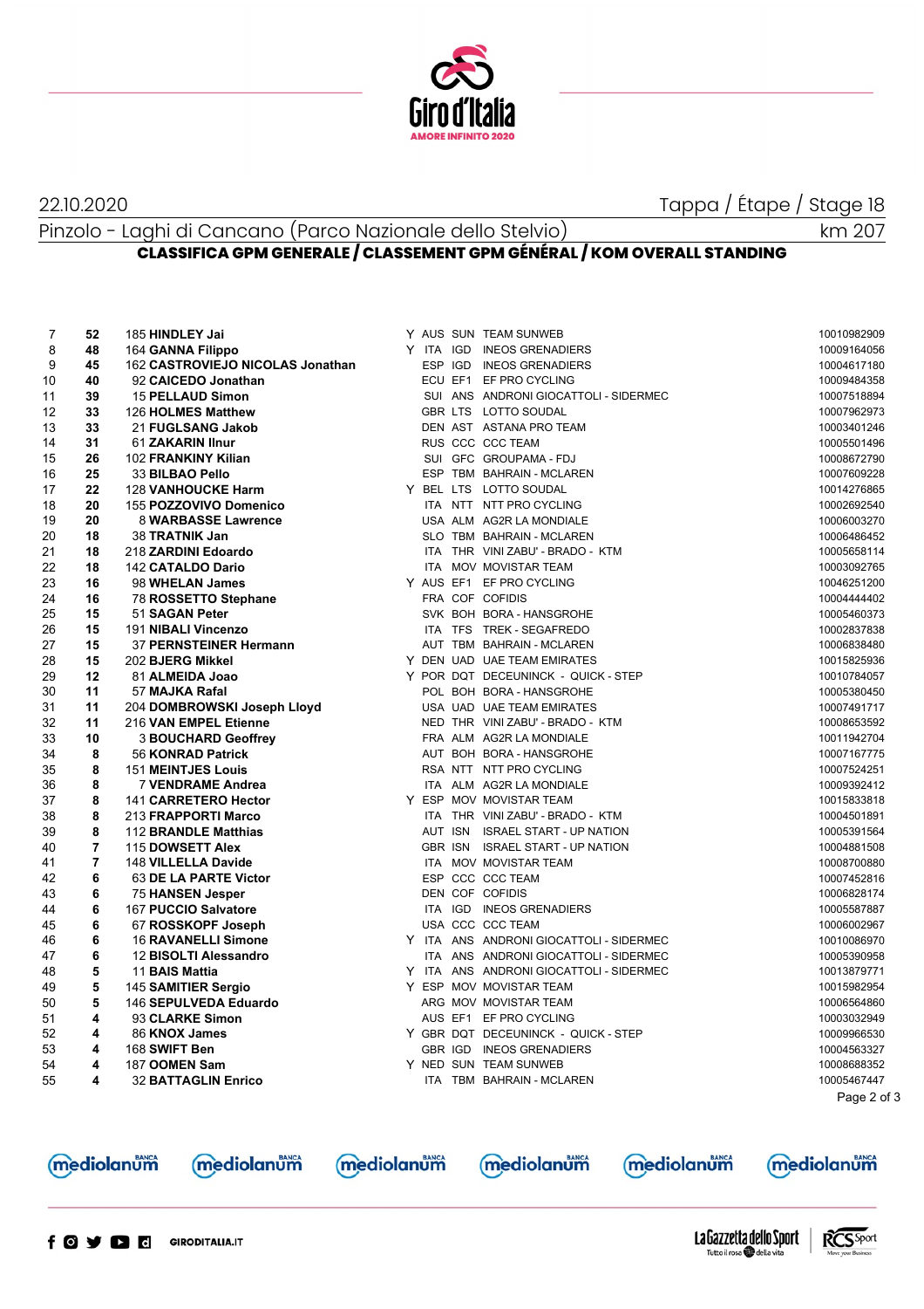22.10.2020

Tappa / Étape / Stage 18

Pinzolo - Laghi di Cancano (Parco Nazionale dello Stelvio)

km 207

## CLASSIFICA GPM GENERALE / CLASSEMENT GPM GÉNÉRAL / KOM OVERALL STANDING

| | | | | | | | |
|---|---|---|---|---|---|---|---|
| 7 | **52** | 185 **HINDLEY Jai** | Y | AUS | SUN | TEAM SUNWEB | 10010982909 |
| 8 | **48** | 164 **GANNA Filippo** | Y | ITA | IGD | INEOS GRENADIERS | 10009164056 |
| 9 | **45** | 162 **CASTROVIEJO NICOLAS Jonathan** | | ESP | IGD | INEOS GRENADIERS | 10004617180 |
| 10 | **40** | 92 **CAICEDO Jonathan** | | ECU | EF1 | EF PRO CYCLING | 10009484358 |
| 11 | **39** | 15 **PELLAUD Simon** | | SUI | ANS | ANDRONI GIOCATTOLI - SIDERMEC | 10007518894 |
| 12 | **33** | 126 **HOLMES Matthew** | | GBR | LTS | LOTTO SOUDAL | 10007962973 |
| 13 | **33** | 21 **FUGLSANG Jakob** | | DEN | AST | ASTANA PRO TEAM | 10003401246 |
| 14 | **31** | 61 **ZAKARIN Ilnur** | | RUS | CCC | CCC TEAM | 10005501496 |
| 15 | **26** | 102 **FRANKINY Kilian** | | SUI | GFC | GROUPAMA - FDJ | 10008672790 |
| 16 | **25** | 33 **BILBAO Pello** | | ESP | TBM | BAHRAIN - MCLAREN | 10007609228 |
| 17 | **22** | 128 **VANHOUCKE Harm** | Y | BEL | LTS | LOTTO SOUDAL | 10014276865 |
| 18 | **20** | 155 **POZZOVIVO Domenico** | | ITA | NTT | NTT PRO CYCLING | 10002692540 |
| 19 | **20** | 8 **WARBASSE Lawrence** | | USA | ALM | AG2R LA MONDIALE | 10006003270 |
| 20 | **18** | 38 **TRATNIK Jan** | | SLO | TBM | BAHRAIN - MCLAREN | 10006486452 |
| 21 | **18** | 218 **ZARDINI Edoardo** | | ITA | THR | VINI ZABU' - BRADO - KTM | 10005658114 |
| 22 | **18** | 142 **CATALDO Dario** | | ITA | MOV | MOVISTAR TEAM | 10003092765 |
| 23 | **16** | 98 **WHELAN James** | Y | AUS | EF1 | EF PRO CYCLING | 10046251200 |
| 24 | **16** | 78 **ROSSETTO Stephane** | | FRA | COF | COFIDIS | 10004444402 |
| 25 | **15** | 51 **SAGAN Peter** | | SVK | BOH | BORA - HANSGROHE | 10005460373 |
| 26 | **15** | 191 **NIBALI Vincenzo** | | ITA | TFS | TREK - SEGAFREDO | 10002837838 |
| 27 | **15** | 37 **PERNSTEINER Hermann** | | AUT | TBM | BAHRAIN - MCLAREN | 10006838480 |
| 28 | **15** | 202 **BJERG Mikkel** | Y | DEN | UAD | UAE TEAM EMIRATES | 10015825936 |
| 29 | **12** | 81 **ALMEIDA Joao** | Y | POR | DQT | DECEUNINCK - QUICK - STEP | 10010784057 |
| 30 | **11** | 57 **MAJKA Rafal** | | POL | BOH | BORA - HANSGROHE | 10005380450 |
| 31 | **11** | 204 **DOMBROWSKI Joseph Lloyd** | | USA | UAD | UAE TEAM EMIRATES | 10007491717 |
| 32 | **11** | 216 **VAN EMPEL Etienne** | | NED | THR | VINI ZABU' - BRADO - KTM | 10008653592 |
| 33 | **10** | 3 **BOUCHARD Geoffrey** | | FRA | ALM | AG2R LA MONDIALE | 10011942704 |
| 34 | **8** | 56 **KONRAD Patrick** | | AUT | BOH | BORA - HANSGROHE | 10007167775 |
| 35 | **8** | 151 **MEINTJES Louis** | | RSA | NTT | NTT PRO CYCLING | 10007524251 |
| 36 | **8** | 7 **VENDRAME Andrea** | | ITA | ALM | AG2R LA MONDIALE | 10009392412 |
| 37 | **8** | 141 **CARRETERO Hector** | Y | ESP | MOV | MOVISTAR TEAM | 10015833818 |
| 38 | **8** | 213 **FRAPPORTI Marco** | | ITA | THR | VINI ZABU' - BRADO - KTM | 10004501891 |
| 39 | **8** | 112 **BRANDLE Matthias** | | AUT | ISN | ISRAEL START - UP NATION | 10005391564 |
| 40 | **7** | 115 **DOWSETT Alex** | | GBR | ISN | ISRAEL START - UP NATION | 10004881508 |
| 41 | **7** | 148 **VILLELLA Davide** | | ITA | MOV | MOVISTAR TEAM | 10008700880 |
| 42 | **6** | 63 **DE LA PARTE Victor** | | ESP | CCC | CCC TEAM | 10007452816 |
| 43 | **6** | 75 **HANSEN Jesper** | | DEN | COF | COFIDIS | 10006828174 |
| 44 | **6** | 167 **PUCCIO Salvatore** | | ITA | IGD | INEOS GRENADIERS | 10005587887 |
| 45 | **6** | 67 **ROSSKOPF Joseph** | | USA | CCC | CCC TEAM | 10006002967 |
| 46 | **6** | 16 **RAVANELLI Simone** | Y | ITA | ANS | ANDRONI GIOCATTOLI - SIDERMEC | 10010086970 |
| 47 | **6** | 12 **BISOLTI Alessandro** | | ITA | ANS | ANDRONI GIOCATTOLI - SIDERMEC | 10005390958 |
| 48 | **5** | 11 **BAIS Mattia** | Y | ITA | ANS | ANDRONI GIOCATTOLI - SIDERMEC | 10013879771 |
| 49 | **5** | 145 **SAMITIER Sergio** | Y | ESP | MOV | MOVISTAR TEAM | 10015982954 |
| 50 | **5** | 146 **SEPULVEDA Eduardo** | | ARG | MOV | MOVISTAR TEAM | 10006564860 |
| 51 | **4** | 93 **CLARKE Simon** | | AUS | EF1 | EF PRO CYCLING | 10003032949 |
| 52 | **4** | 86 **KNOX James** | Y | GBR | DQT | DECEUNINCK - QUICK - STEP | 10009966530 |
| 53 | **4** | 168 **SWIFT Ben** | | GBR | IGD | INEOS GRENADIERS | 10004563327 |
| 54 | **4** | 187 **OOMEN Sam** | Y | NED | SUN | TEAM SUNWEB | 10008688352 |
| 55 | **4** | 32 **BATTAGLIN Enrico** | | ITA | TBM | BAHRAIN - MCLAREN | 10005467447 |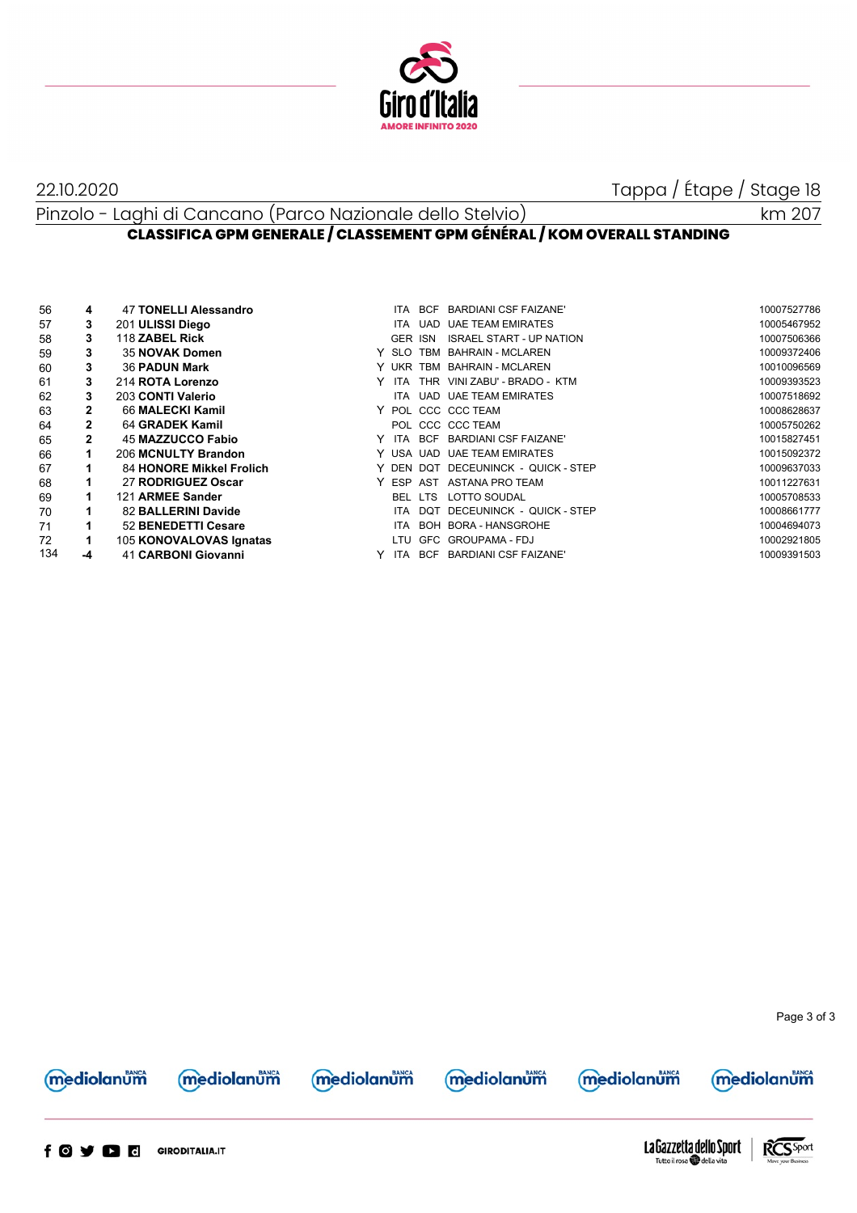22.10.2020

Tappa / Étape / Stage 18

Pinzolo - Laghi di Cancano (Parco Nazionale dello Stelvio)

km 207

## CLASSIFICA GPM GENERALE / CLASSEMENT GPM GÉNÉRAL / KOM OVERALL STANDING

| | | | | | | | | |
|---|---|---|---|---|---|---|---|---|
| 56 | 4 | 47 | **TONELLI Alessandro** | | ITA | BCF | BARDIANI CSF FAIZANE' | 10007527786 |
| 57 | 3 | 201 | **ULISSI Diego** | | ITA | UAD | UAE TEAM EMIRATES | 10005467952 |
| 58 | 3 | 118 | **ZABEL Rick** | | GER | ISN | ISRAEL START - UP NATION | 10007506366 |
| 59 | 3 | 35 | **NOVAK Domen** | Y | SLO | TBM | BAHRAIN - MCLAREN | 10009372406 |
| 60 | 3 | 36 | **PADUN Mark** | Y | UKR | TBM | BAHRAIN - MCLAREN | 10010096569 |
| 61 | 3 | 214 | **ROTA Lorenzo** | Y | ITA | THR | VINI ZABU' - BRADO - KTM | 10009393523 |
| 62 | 3 | 203 | **CONTI Valerio** | | ITA | UAD | UAE TEAM EMIRATES | 10007518692 |
| 63 | 2 | 66 | **MALECKI Kamil** | Y | POL | CCC | CCC TEAM | 10008628637 |
| 64 | 2 | 64 | **GRADEK Kamil** | | POL | CCC | CCC TEAM | 10005750262 |
| 65 | 2 | 45 | **MAZZUCCO Fabio** | Y | ITA | BCF | BARDIANI CSF FAIZANE' | 10015827451 |
| 66 | 1 | 206 | **MCNULTY Brandon** | Y | USA | UAD | UAE TEAM EMIRATES | 10015092372 |
| 67 | 1 | 84 | **HONORE Mikkel Frolich** | Y | DEN | DQT | DECEUNINCK - QUICK - STEP | 10009637033 |
| 68 | 1 | 27 | **RODRIGUEZ Oscar** | Y | ESP | AST | ASTANA PRO TEAM | 10011227631 |
| 69 | 1 | 121 | **ARMEE Sander** | | BEL | LTS | LOTTO SOUDAL | 10005708533 |
| 70 | 1 | 82 | **BALLERINI Davide** | | ITA | DQT | DECEUNINCK - QUICK - STEP | 10008661777 |
| 71 | 1 | 52 | **BENEDETTI Cesare** | | ITA | BOH | BORA - HANSGROHE | 10004694073 |
| 72 | 1 | 105 | **KONOVALOVAS Ignatas** | | LTU | GFC | GROUPAMA - FDJ | 10002921805 |
| 134 | -4 | 41 | **CARBONI Giovanni** | Y | ITA | BCF | BARDIANI CSF FAIZANE' | 10009391503 |